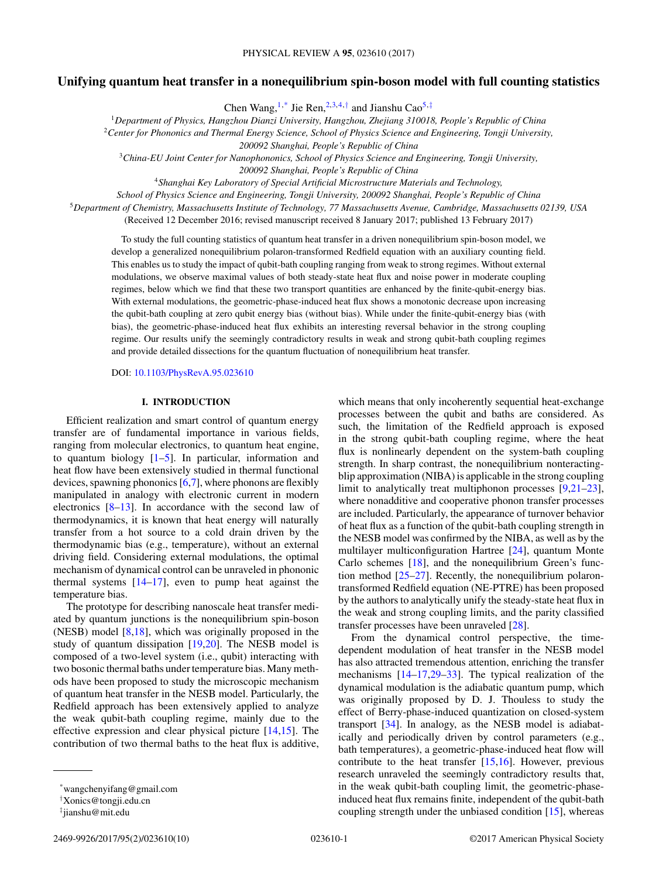# Unifying quantum heat transfer in a nonequilibrium spin-boson model with full counting statistics

Chen Wang,[1,*] Jie Ren,[2,3,4,†] and Jianshu Cao[5,‡]

[1]*Department of Physics, Hangzhou Dianzi University, Hangzhou, Zhejiang 310018, People's Republic of China*
[2]*Center for Phononics and Thermal Energy Science, School of Physics Science and Engineering, Tongji University, 200092 Shanghai, People's Republic of China*
[3]*China-EU Joint Center for Nanophononics, School of Physics Science and Engineering, Tongji University, 200092 Shanghai, People's Republic of China*
[4]*Shanghai Key Laboratory of Special Artificial Microstructure Materials and Technology, School of Physics Science and Engineering, Tongji University, 200092 Shanghai, People's Republic of China*
[5]*Department of Chemistry, Massachusetts Institute of Technology, 77 Massachusetts Avenue, Cambridge, Massachusetts 02139, USA*

(Received 12 December 2016; revised manuscript received 8 January 2017; published 13 February 2017)

To study the full counting statistics of quantum heat transfer in a driven nonequilibrium spin-boson model, we develop a generalized nonequilibrium polaron-transformed Redfield equation with an auxiliary counting field. This enables us to study the impact of qubit-bath coupling ranging from weak to strong regimes. Without external modulations, we observe maximal values of both steady-state heat flux and noise power in moderate coupling regimes, below which we find that these two transport quantities are enhanced by the finite-qubit-energy bias. With external modulations, the geometric-phase-induced heat flux shows a monotonic decrease upon increasing the qubit-bath coupling at zero qubit energy bias (without bias). While under the finite-qubit-energy bias (with bias), the geometric-phase-induced heat flux exhibits an interesting reversal behavior in the strong coupling regime. Our results unify the seemingly contradictory results in weak and strong qubit-bath coupling regimes and provide detailed dissections for the quantum fluctuation of nonequilibrium heat transfer.

DOI: 10.1103/PhysRevA.95.023610

## I. INTRODUCTION

Efficient realization and smart control of quantum energy transfer are of fundamental importance in various fields, ranging from molecular electronics, to quantum heat engine, to quantum biology [1–5]. In particular, information and heat flow have been extensively studied in thermal functional devices, spawning phononics [6,7], where phonons are flexibly manipulated in analogy with electronic current in modern electronics [8–13]. In accordance with the second law of thermodynamics, it is known that heat energy will naturally transfer from a hot source to a cold drain driven by the thermodynamic bias (e.g., temperature), without an external driving field. Considering external modulations, the optimal mechanism of dynamical control can be unraveled in phononic thermal systems [14–17], even to pump heat against the temperature bias.

The prototype for describing nanoscale heat transfer mediated by quantum junctions is the nonequilibrium spin-boson (NESB) model [8,18], which was originally proposed in the study of quantum dissipation [19,20]. The NESB model is composed of a two-level system (i.e., qubit) interacting with two bosonic thermal baths under temperature bias. Many methods have been proposed to study the microscopic mechanism of quantum heat transfer in the NESB model. Particularly, the Redfield approach has been extensively applied to analyze the weak qubit-bath coupling regime, mainly due to the effective expression and clear physical picture [14,15]. The contribution of two thermal baths to the heat flux is additive, which means that only incoherently sequential heat-exchange processes between the qubit and baths are considered. As such, the limitation of the Redfield approach is exposed in the strong qubit-bath coupling regime, where the heat flux is nonlinearly dependent on the system-bath coupling strength. In sharp contrast, the nonequilibrium noninteracting-blip approximation (NIBA) is applicable in the strong coupling limit to analytically treat multiphonon processes [9,21–23], where nonadditive and cooperative phonon transfer processes are included. Particularly, the appearance of turnover behavior of heat flux as a function of the qubit-bath coupling strength in the NESB model was confirmed by the NIBA, as well as by the multilayer multiconfiguration Hartree [24], quantum Monte Carlo schemes [18], and the nonequilibrium Green's function method [25–27]. Recently, the nonequilibrium polaron-transformed Redfield equation (NE-PTRE) has been proposed by the authors to analytically unify the steady-state heat flux in the weak and strong coupling limits, and the parity classified transfer processes have been unraveled [28].

From the dynamical control perspective, the time-dependent modulation of heat transfer in the NESB model has also attracted tremendous attention, enriching the transfer mechanisms [14–17,29–33]. The typical realization of the dynamical modulation is the adiabatic quantum pump, which was originally proposed by D. J. Thouless to study the effect of Berry-phase-induced quantization on closed-system transport [34]. In analogy, as the NESB model is adiabatically and periodically driven by control parameters (e.g., bath temperatures), a geometric-phase-induced heat flow will contribute to the heat transfer [15,16]. However, previous research unraveled the seemingly contradictory results that, in the weak qubit-bath coupling limit, the geometric-phase-induced heat flux remains finite, independent of the qubit-bath coupling strength under the unbiased condition [15], whereas

---

*wangchenyifang@gmail.com
†Xonics@tongji.edu.cn
‡jianshu@mit.edu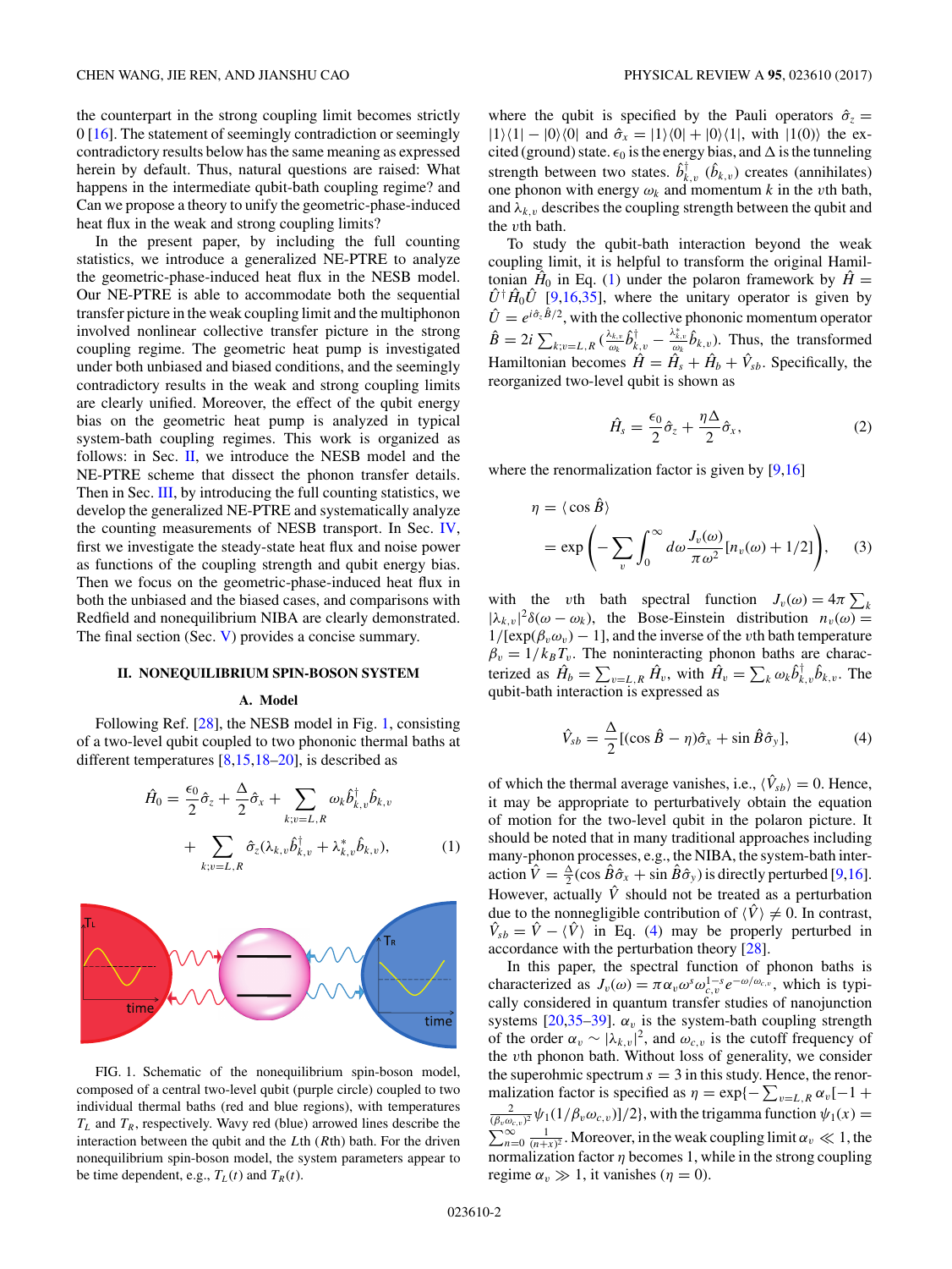the counterpart in the strong coupling limit becomes strictly 0 [16]. The statement of seemingly contradiction or seemingly contradictory results below has the same meaning as expressed herein by default. Thus, natural questions are raised: What happens in the intermediate qubit-bath coupling regime? and Can we propose a theory to unify the geometric-phase-induced heat flux in the weak and strong coupling limits?

In the present paper, by including the full counting statistics, we introduce a generalized NE-PTRE to analyze the geometric-phase-induced heat flux in the NESB model. Our NE-PTRE is able to accommodate both the sequential transfer picture in the weak coupling limit and the multiphonon involved nonlinear collective transfer picture in the strong coupling regime. The geometric heat pump is investigated under both unbiased and biased conditions, and the seemingly contradictory results in the weak and strong coupling limits are clearly unified. Moreover, the effect of the qubit energy bias on the geometric heat pump is analyzed in typical system-bath coupling regimes. This work is organized as follows: in Sec. II, we introduce the NESB model and the NE-PTRE scheme that dissect the phonon transfer details. Then in Sec. III, by introducing the full counting statistics, we develop the generalized NE-PTRE and systematically analyze the counting measurements of NESB transport. In Sec. IV, first we investigate the steady-state heat flux and noise power as functions of the coupling strength and qubit energy bias. Then we focus on the geometric-phase-induced heat flux in both the unbiased and the biased cases, and comparisons with Redfield and nonequilibrium NIBA are clearly demonstrated. The final section (Sec. V) provides a concise summary.

## II. NONEQUILIBRIUM SPIN-BOSON SYSTEM

### A. Model

Following Ref. [28], the NESB model in Fig. 1, consisting of a two-level qubit coupled to two phononic thermal baths at different temperatures [8,15,18–20], is described as

$$\hat{H}_0 = \frac{\epsilon_0}{2}\hat{\sigma}_z + \frac{\Delta}{2}\hat{\sigma}_x + \sum_{k;v=L,R}\omega_k \hat{b}^{\dagger}_{k,v}\hat{b}_{k,v} + \sum_{k;v=L,R}\hat{\sigma}_z(\lambda_{k,v}\hat{b}^{\dagger}_{k,v} + \lambda^{*}_{k,v}\hat{b}_{k,v}), \quad (1)$$

$T_L$

time

$T_R$

time

FIG. 1. Schematic of the nonequilibrium spin-boson model, composed of a central two-level qubit (purple circle) coupled to two individual thermal baths (red and blue regions), with temperatures $T_L$ and $T_R$, respectively. Wavy red (blue) arrowed lines describe the interaction between the qubit and the $L$th ($R$th) bath. For the driven nonequilibrium spin-boson model, the system parameters appear to be time dependent, e.g., $T_L(t)$ and $T_R(t)$.

where the qubit is specified by the Pauli operators $\hat{\sigma}_z = |1\rangle\langle 1| - |0\rangle\langle 0|$ and $\hat{\sigma}_x = |1\rangle\langle 0| + |0\rangle\langle 1|$, with $|1(0)\rangle$ the excited (ground) state. $\epsilon_0$ is the energy bias, and $\Delta$ is the tunneling strength between two states. $\hat{b}^{\dagger}_{k,v}$ ($\hat{b}_{k,v}$) creates (annihilates) one phonon with energy $\omega_k$ and momentum $k$ in the $v$th bath, and $\lambda_{k,v}$ describes the coupling strength between the qubit and the $v$th bath.

To study the qubit-bath interaction beyond the weak coupling limit, it is helpful to transform the original Hamiltonian $\hat{H}_0$ in Eq. (1) under the polaron framework by $\hat{H} = \hat{U}^{\dagger}\hat{H}_0\hat{U}$ [9,16,35], where the unitary operator is given by $\hat{U} = e^{i\hat{\sigma}_z\hat{B}/2}$, with the collective phononic momentum operator $\hat{B} = 2i\sum_{k;v=L,R}(\frac{\lambda_{k,v}}{\omega_k}\hat{b}^{\dagger}_{k,v} - \frac{\lambda^{*}_{k,v}}{\omega_k}\hat{b}_{k,v})$. Thus, the transformed Hamiltonian becomes $\hat{H} = \hat{H}_s + \hat{H}_b + \hat{V}_{sb}$. Specifically, the reorganized two-level qubit is shown as

$$\hat{H}_s = \frac{\epsilon_0}{2}\hat{\sigma}_z + \frac{\eta\Delta}{2}\hat{\sigma}_x, \quad (2)$$

where the renormalization factor is given by [9,16]

$$\eta = \langle\cos\hat{B}\rangle = \exp\left(-\sum_v\int_0^{\infty}d\omega\frac{J_v(\omega)}{\pi\omega^2}[n_v(\omega)+1/2]\right), \quad (3)$$

with the $v$th bath spectral function $J_v(\omega) = 4\pi\sum_k|\lambda_{k,v}|^2\delta(\omega-\omega_k)$, the Bose-Einstein distribution $n_v(\omega) = 1/[\exp(\beta_v\omega)-1]$, and the inverse of the $v$th bath temperature $\beta_v = 1/k_BT_v$. The noninteracting phonon baths are characterized as $\hat{H}_b = \sum_{v=L,R}\hat{H}_v$, with $\hat{H}_v = \sum_k\omega_k\hat{b}^{\dagger}_{k,v}\hat{b}_{k,v}$. The qubit-bath interaction is expressed as

$$\hat{V}_{sb} = \frac{\Delta}{2}[(\cos\hat{B} - \eta)\hat{\sigma}_x + \sin\hat{B}\hat{\sigma}_y], \quad (4)$$

of which the thermal average vanishes, i.e., $\langle\hat{V}_{sb}\rangle = 0$. Hence, it may be appropriate to perturbatively obtain the equation of motion for the two-level qubit in the polaron picture. It should be noted that in many traditional approaches including many-phonon processes, e.g., the NIBA, the system-bath interaction $\hat{V} = \frac{\Delta}{2}(\cos\hat{B}\hat{\sigma}_x + \sin\hat{B}\hat{\sigma}_y)$ is directly perturbed [9,16]. However, actually $\hat{V}$ should not be treated as a perturbation due to the nonnegligible contribution of $\langle\hat{V}\rangle \neq 0$. In contrast, $\hat{V}_{sb} = \hat{V} - \langle\hat{V}\rangle$ in Eq. (4) may be properly perturbed in accordance with the perturbation theory [28].

In this paper, the spectral function of phonon baths is characterized as $J_v(\omega) = \pi\alpha_v\omega^s\omega^{1-s}_{c,v}e^{-\omega/\omega_{c,v}}$, which is typically considered in quantum transfer studies of nanojunction systems [20,35–39]. $\alpha_v$ is the system-bath coupling strength of the order $\alpha_v \sim |\lambda_{k,v}|^2$, and $\omega_{c,v}$ is the cutoff frequency of the $v$th phonon bath. Without loss of generality, we consider the superohmic spectrum $s = 3$ in this study. Hence, the renormalization factor is specified as $\eta = \exp\{-\sum_{v=L,R}\alpha_v[-1 + \frac{2}{(\beta_v\omega_{c,v})^2}\psi_1(1/\beta_v\omega_{c,v})]/2\}$, with the trigamma function $\psi_1(x) = \sum_{n=0}^{\infty}\frac{1}{(n+x)^2}$. Moreover, in the weak coupling limit $\alpha_v \ll 1$, the normalization factor $\eta$ becomes 1, while in the strong coupling regime $\alpha_v \gg 1$, it vanishes ($\eta = 0$).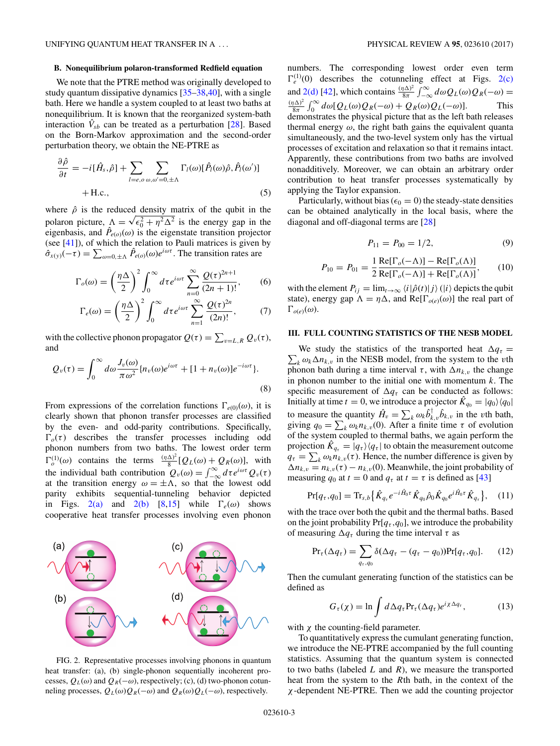### B. Nonequilibrium polaron-transformed Redfield equation

We note that the PTRE method was originally developed to study quantum dissipative dynamics [35–38,40], with a single bath. Here we handle a system coupled to at least two baths at nonequilibrium. It is known that the reorganized system-bath interaction $\hat{V}_{sb}$ can be treated as a perturbation [28]. Based on the Born-Markov approximation and the second-order perturbation theory, we obtain the NE-PTRE as

$$\frac{\partial \hat{\rho}}{\partial t} = -i[\hat{H}_s,\hat{\rho}] + \sum_{l=e,o}\sum_{\omega,\omega'=0,\pm\Lambda}\Gamma_l(\omega)[\hat{P}_l(\omega)\hat{\rho},\hat{P}_l(\omega')] + \text{H.c.}, \tag{5}$$

where $\hat{\rho}$ is the reduced density matrix of the qubit in the polaron picture, $\Lambda = \sqrt{\epsilon_0^2 + \eta^2\Delta^2}$ is the energy gap in the eigenbasis, and $\hat{P}_{e(o)}(\omega)$ is the eigenstate transition projector (see [41]), of which the relation to Pauli matrices is given by $\hat{\sigma}_{x(y)}(-\tau) = \sum_{\omega=0,\pm\Lambda}\hat{P}_{e(o)}(\omega)e^{i\omega\tau}$. The transition rates are

$$\Gamma_o(\omega) = \left(\frac{\eta\Delta}{2}\right)^2\int_0^\infty d\tau e^{i\omega\tau}\sum_{n=0}^{\infty}\frac{Q(\tau)^{2n+1}}{(2n+1)!}, \tag{6}$$

$$\Gamma_e(\omega) = \left(\frac{\eta\Delta}{2}\right)^2\int_0^\infty d\tau e^{i\omega\tau}\sum_{n=1}^{\infty}\frac{Q(\tau)^{2n}}{(2n)!}, \tag{7}$$

with the collective phonon propagator $Q(\tau) = \sum_{v=L,R}Q_v(\tau)$, and

$$Q_v(\tau) = \int_0^\infty d\omega\frac{J_v(\omega)}{\pi\omega^2}\{n_v(\omega)e^{i\omega\tau} + [1+n_v(\omega)]e^{-i\omega\tau}\}. \tag{8}$$

From expressions of the correlation functions $\Gamma_{e(0)}(\omega)$, it is clearly shown that phonon transfer processes are classified by the even- and odd-parity contributions. Specifically, $\Gamma_o(\tau)$ describes the transfer processes including odd phonon numbers from two baths. The lowest order term $\Gamma_o^{(1)}(\omega)$ contains the terms $\frac{(\eta\Delta)^2}{8}[Q_L(\omega) + Q_R(\omega)]$, with the individual bath contribution $Q_v(\omega) = \int_{-\infty}^{\infty}d\tau e^{i\omega\tau}Q_v(\tau)$ at the transition energy $\omega = \pm\Lambda$, so that the lowest odd parity exhibits sequential-tunneling behavior depicted in Figs. 2(a) and 2(b) [8,15] while $\Gamma_e(\omega)$ shows cooperative heat transfer processes involving even phonon numbers. The corresponding lowest order even term $\Gamma_e^{(1)}(0)$ describes the cotunneling effect at Figs. 2(c) and 2(d) [42], which contains $\frac{(\eta\Delta)^2}{8\pi}\int_{-\infty}^{\infty}d\omega Q_L(\omega)Q_R(-\omega) = \frac{(\eta\Delta)^2}{8\pi}\int_0^\infty d\omega[Q_L(\omega)Q_R(-\omega) + Q_R(\omega)Q_L(-\omega)]$. This demonstrates the physical picture that as the left bath releases thermal energy $\omega$, the right bath gains the equivalent quanta simultaneously, and the two-level system only has the virtual processes of excitation and relaxation so that it remains intact. Apparently, these contributions from two baths are involved nonadditively. Moreover, we can obtain an arbitrary order contribution to heat transfer processes systematically by applying the Taylor expansion.

FIG. 2. Representative processes involving phonons in quantum heat transfer: (a), (b) single-phonon sequentially incoherent processes, $Q_L(\omega)$ and $Q_R(-\omega)$, respectively; (c), (d) two-phonon cotunneling processes, $Q_L(\omega)Q_R(-\omega)$ and $Q_R(\omega)Q_L(-\omega)$, respectively.

Particularly, without bias ($\epsilon_0 = 0$) the steady-state densities can be obtained analytically in the local basis, where the diagonal and off-diagonal terms are [28]

$$P_{11} = P_{00} = 1/2, \tag{9}$$

$$P_{10} = P_{01} = \frac{1}{2}\frac{\text{Re}[\Gamma_o(-\Lambda)] - \text{Re}[\Gamma_o(\Lambda)]}{\text{Re}[\Gamma_o(-\Lambda)] + \text{Re}[\Gamma_o(\Lambda)]}, \tag{10}$$

with the element $P_{ij} = \lim_{t\to\infty}\langle i|\hat{\rho}(t)|j\rangle$ ($|i\rangle$ depicts the qubit state), energy gap $\Lambda = \eta\Delta$, and $\text{Re}[\Gamma_{o(e)}(\omega)]$ the real part of $\Gamma_{o(e)}(\omega)$.

## III. FULL COUNTING STATISTICS OF THE NESB MODEL

We study the statistics of the transported heat $\Delta q_\tau = \sum_k \omega_k\Delta n_{k,v}$ in the NESB model, from the system to the $v$th phonon bath during a time interval $\tau$, with $\Delta n_{k,v}$ the change in phonon number to the initial one with momentum $k$. The specific measurement of $\Delta q_\tau$ can be conducted as follows: Initially at time $t = 0$, we introduce a projector $\hat{K}_{q_0} = |q_0\rangle\langle q_0|$ to measure the quantity $\hat{H}_v = \sum_k\omega_k\hat{b}_{k,v}^\dagger\hat{b}_{k,v}$ in the $v$th bath, giving $q_0 = \sum_k\omega_k n_{k,v}(0)$. After a finite time $\tau$ of evolution of the system coupled to thermal baths, we again perform the projection $\hat{K}_{q_\tau} = |q_\tau\rangle\langle q_\tau|$ to obtain the measurement outcome $q_\tau = \sum_k\omega_k n_{k,v}(\tau)$. Hence, the number difference is given by $\Delta n_{k,v} = n_{k,v}(\tau) - n_{k,v}(0)$. Meanwhile, the joint probability of measuring $q_0$ at $t = 0$ and $q_\tau$ at $t = \tau$ is defined as [43]

$$\text{Pr}[q_\tau,q_0] = \text{Tr}_{s,b}\{\hat{K}_{q_\tau}e^{-i\hat{H}_0\tau}\hat{K}_{q_0}\hat{\rho}_0\hat{K}_{q_0}e^{i\hat{H}_0\tau}\hat{K}_{q_\tau}\}, \tag{11}$$

with the trace over both the qubit and the thermal baths. Based on the joint probability $\text{Pr}[q_\tau,q_0]$, we introduce the probability of measuring $\Delta q_\tau$ during the time interval $\tau$ as

$$\text{Pr}_\tau(\Delta q_\tau) = \sum_{q_\tau,q_0}\delta(\Delta q_\tau - (q_\tau - q_0))\text{Pr}[q_\tau,q_0]. \tag{12}$$

Then the cumulant generating function of the statistics can be defined as

$$G_\tau(\chi) = \ln\int d\Delta q_\tau \text{Pr}_\tau(\Delta q_\tau)e^{i\chi\Delta q_\tau}, \tag{13}$$

with $\chi$ the counting-field parameter.

To quantitatively express the cumulant generating function, we introduce the NE-PTRE accompanied by the full counting statistics. Assuming that the quantum system is connected to two baths (labeled $L$ and $R$), we measure the transported heat from the system to the $R$th bath, in the context of the $\chi$-dependent NE-PTRE. Then we add the counting projector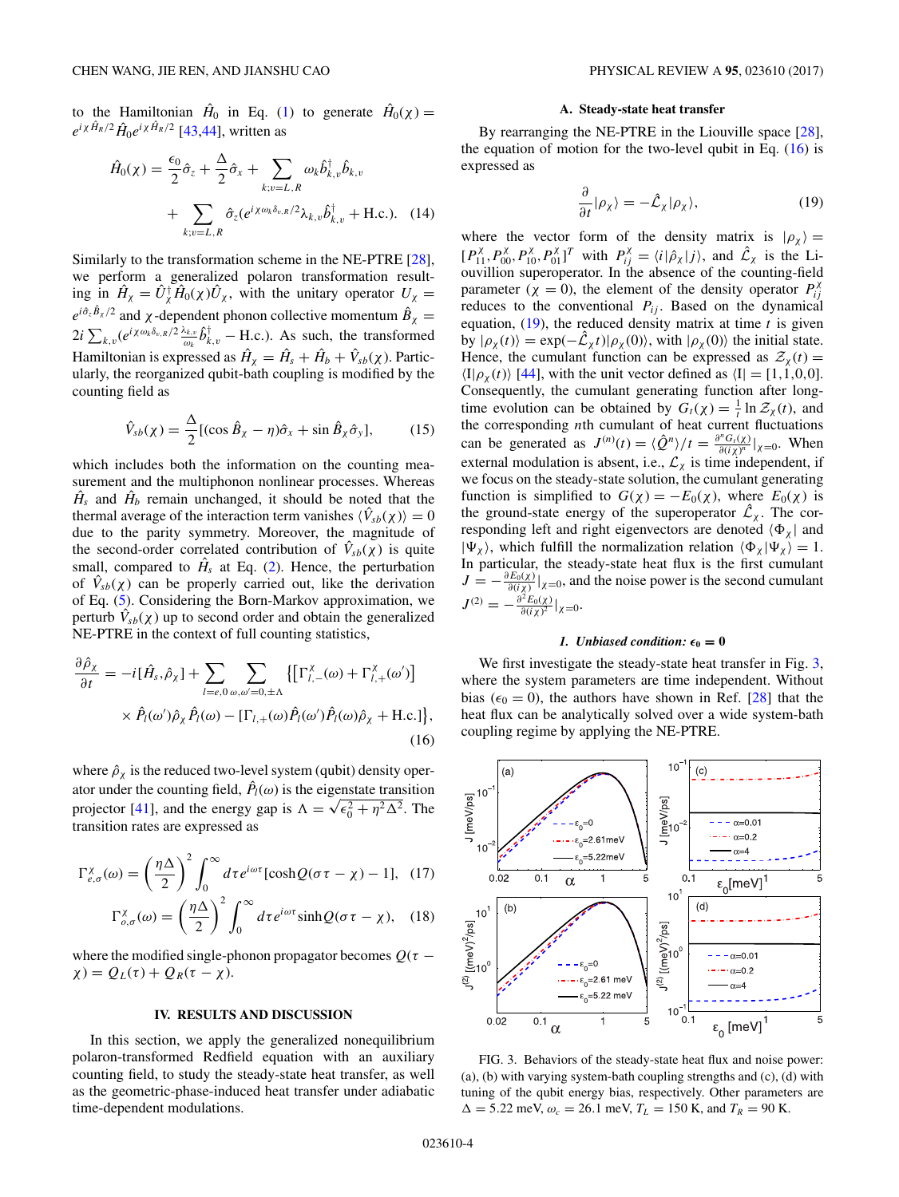to the Hamiltonian $\hat{H}_0$ in Eq. (1) to generate $\hat{H}_0(\chi) = e^{i\chi\hat{H}_R/2}\hat{H}_0 e^{i\chi\hat{H}_R/2}$ [43,44], written as

$$\hat{H}_0(\chi) = \frac{\epsilon_0}{2}\hat{\sigma}_z + \frac{\Delta}{2}\hat{\sigma}_x + \sum_{k;v=L,R}\omega_k \hat{b}^{\dagger}_{k,v}\hat{b}_{k,v} + \sum_{k;v=L,R}\hat{\sigma}_z(e^{i\chi\omega_k\delta_{v,R}/2}\lambda_{k,v}\hat{b}^{\dagger}_{k,v} + \text{H.c.}). \quad (14)$$

Similarly to the transformation scheme in the NE-PTRE [28], we perform a generalized polaron transformation resulting in $\hat{H}_\chi = \hat{U}^{\dagger}_\chi \hat{H}_0(\chi)\hat{U}_\chi$, with the unitary operator $U_\chi = e^{i\hat{\sigma}_z\hat{B}_\chi/2}$ and $\chi$-dependent phonon collective momentum $\hat{B}_\chi = 2i\sum_{k,v}(e^{i\chi\omega_k\delta_{v,R}/2}\frac{\lambda_{k,v}}{\omega_k}\hat{b}^{\dagger}_{k,v} - \text{H.c.})$. As such, the transformed Hamiltonian is expressed as $\hat{H}_\chi = \hat{H}_s + \hat{H}_b + \hat{V}_{sb}(\chi)$. Particularly, the reorganized qubit-bath coupling is modified by the counting field as

$$\hat{V}_{sb}(\chi) = \frac{\Delta}{2}[(\cos\hat{B}_\chi - \eta)\hat{\sigma}_x + \sin\hat{B}_\chi\hat{\sigma}_y], \quad (15)$$

which includes both the information on the counting measurement and the multiphonon nonlinear processes. Whereas $\hat{H}_s$ and $\hat{H}_b$ remain unchanged, it should be noted that the thermal average of the interaction term vanishes $\langle\hat{V}_{sb}(\chi)\rangle = 0$ due to the parity symmetry. Moreover, the magnitude of the second-order correlated contribution of $\hat{V}_{sb}(\chi)$ is quite small, compared to $\hat{H}_s$ at Eq. (2). Hence, the perturbation of $\hat{V}_{sb}(\chi)$ can be properly carried out, like the derivation of Eq. (5). Considering the Born-Markov approximation, we perturb $\hat{V}_{sb}(\chi)$ up to second order and obtain the generalized NE-PTRE in the context of full counting statistics,

$$\frac{\partial\hat{\rho}_\chi}{\partial t} = -i[\hat{H}_s,\hat{\rho}_\chi] + \sum_{l=e,0}\sum_{\omega,\omega'=0,\pm\Lambda}\{[\Gamma^{\chi}_{l,-}(\omega) + \Gamma^{\chi}_{l,+}(\omega')] \times \hat{P}_l(\omega')\hat{\rho}_\chi\hat{P}_l(\omega) - [\Gamma_{l,+}(\omega)\hat{P}_l(\omega')\hat{P}_l(\omega)\hat{\rho}_\chi + \text{H.c.}]\}, \quad (16)$$

where $\hat{\rho}_\chi$ is the reduced two-level system (qubit) density operator under the counting field, $\hat{P}_l(\omega)$ is the eigenstate transition projector [41], and the energy gap is $\Lambda = \sqrt{\epsilon_0^2 + \eta^2\Delta^2}$. The transition rates are expressed as

$$\Gamma^{\chi}_{e,\sigma}(\omega) = \left(\frac{\eta\Delta}{2}\right)^2\int_0^{\infty}d\tau e^{i\omega\tau}[\cosh Q(\sigma\tau - \chi) - 1], \quad (17)$$

$$\Gamma^{\chi}_{o,\sigma}(\omega) = \left(\frac{\eta\Delta}{2}\right)^2\int_0^{\infty}d\tau e^{i\omega\tau}\sinh Q(\sigma\tau - \chi), \quad (18)$$

where the modified single-phonon propagator becomes $Q(\tau - \chi) = Q_L(\tau) + Q_R(\tau - \chi)$.

## IV. RESULTS AND DISCUSSION

In this section, we apply the generalized nonequilibrium polaron-transformed Redfield equation with an auxiliary counting field, to study the steady-state heat transfer, as well as the geometric-phase-induced heat transfer under adiabatic time-dependent modulations.

### A. Steady-state heat transfer

By rearranging the NE-PTRE in the Liouville space [28], the equation of motion for the two-level qubit in Eq. (16) is expressed as

$$\frac{\partial}{\partial t}|\rho_\chi\rangle = -\hat{\mathcal{L}}_\chi|\rho_\chi\rangle, \quad (19)$$

where the vector form of the density matrix is $|\rho_\chi\rangle = [P^{\chi}_{11}, P^{\chi}_{00}, P^{\chi}_{10}, P^{\chi}_{01}]^T$ with $P^{\chi}_{ij} = \langle i|\hat{\rho}_\chi|j\rangle$, and $\hat{\mathcal{L}}_\chi$ is the Liouvillion superoperator. In the absence of the counting-field parameter ($\chi = 0$), the element of the density operator $P^{\chi}_{ij}$ reduces to the conventional $P_{ij}$. Based on the dynamical equation, (19), the reduced density matrix at time $t$ is given by $|\rho_\chi(t)\rangle = \exp(-\hat{\mathcal{L}}_\chi t)|\rho_\chi(0)\rangle$, with $|\rho_\chi(0)\rangle$ the initial state. Hence, the cumulant function can be expressed as $\mathcal{Z}_\chi(t) = \langle\text{I}|\rho_\chi(t)\rangle$ [44], with the unit vector defined as $\langle\text{I}| = [1,1,0,0]$. Consequently, the cumulant generating function after long-time evolution can be obtained by $G_t(\chi) = \frac{1}{t}\ln\mathcal{Z}_\chi(t)$, and the corresponding $n$th cumulant of heat current fluctuations can be generated as $J^{(n)}(t) = \langle\hat{Q}^n\rangle/t = \frac{\partial^n G_t(\chi)}{\partial(i\chi)^n}|_{\chi=0}$. When external modulation is absent, i.e., $\mathcal{L}_\chi$ is time independent, if we focus on the steady-state solution, the cumulant generating function is simplified to $G(\chi) = -E_0(\chi)$, where $E_0(\chi)$ is the ground-state energy of the superoperator $\hat{\mathcal{L}}_\chi$. The corresponding left and right eigenvectors are denoted $\langle\Phi_\chi|$ and $|\Psi_\chi\rangle$, which fulfill the normalization relation $\langle\Phi_\chi|\Psi_\chi\rangle = 1$. In particular, the steady-state heat flux is the first cumulant $J = -\frac{\partial E_0(\chi)}{\partial(i\chi)}|_{\chi=0}$, and the noise power is the second cumulant $J^{(2)} = -\frac{\partial^2 E_0(\chi)}{\partial(i\chi)^2}|_{\chi=0}$.

#### *1. Unbiased condition:* $\epsilon_0 = 0$

We first investigate the steady-state heat transfer in Fig. 3, where the system parameters are time independent. Without bias ($\epsilon_0 = 0$), the authors have shown in Ref. [28] that the heat flux can be analytically solved over a wide system-bath coupling regime by applying the NE-PTRE.

(a)
J [meV/ps]
$10^{-1}$
$10^{-2}$
$\epsilon_0$=0
$\epsilon_0$=2.61meV
$\epsilon_0$=5.22meV
0.02 0.1 1 5
α

(c)
J [meV/ps]
$10^{-1}$
$10^{-2}$
α=0.01
α=0.2
α=4
0.1 1 5
$\epsilon_0$[meV]

(b)
$J^{(2)}$ [(meV)$^2$/ps]
$10^{1}$
$10^{0}$
$\epsilon_0$=0
$\epsilon_0$=2.61 meV
$\epsilon_0$=5.22 meV
0.02 0.1 1 5
α

(d)
$J^{(2)}$ [(meV)$^2$/ps]
$10^{1}$
$10^{0}$
$10^{-1}$
α=0.01
α=0.2
α=4
0.1 1 5
$\epsilon_0$ [meV]

FIG. 3. Behaviors of the steady-state heat flux and noise power: (a), (b) with varying system-bath coupling strengths and (c), (d) with tuning of the qubit energy bias, respectively. Other parameters are $\Delta = 5.22$ meV, $\omega_c = 26.1$ meV, $T_L = 150$ K, and $T_R = 90$ K.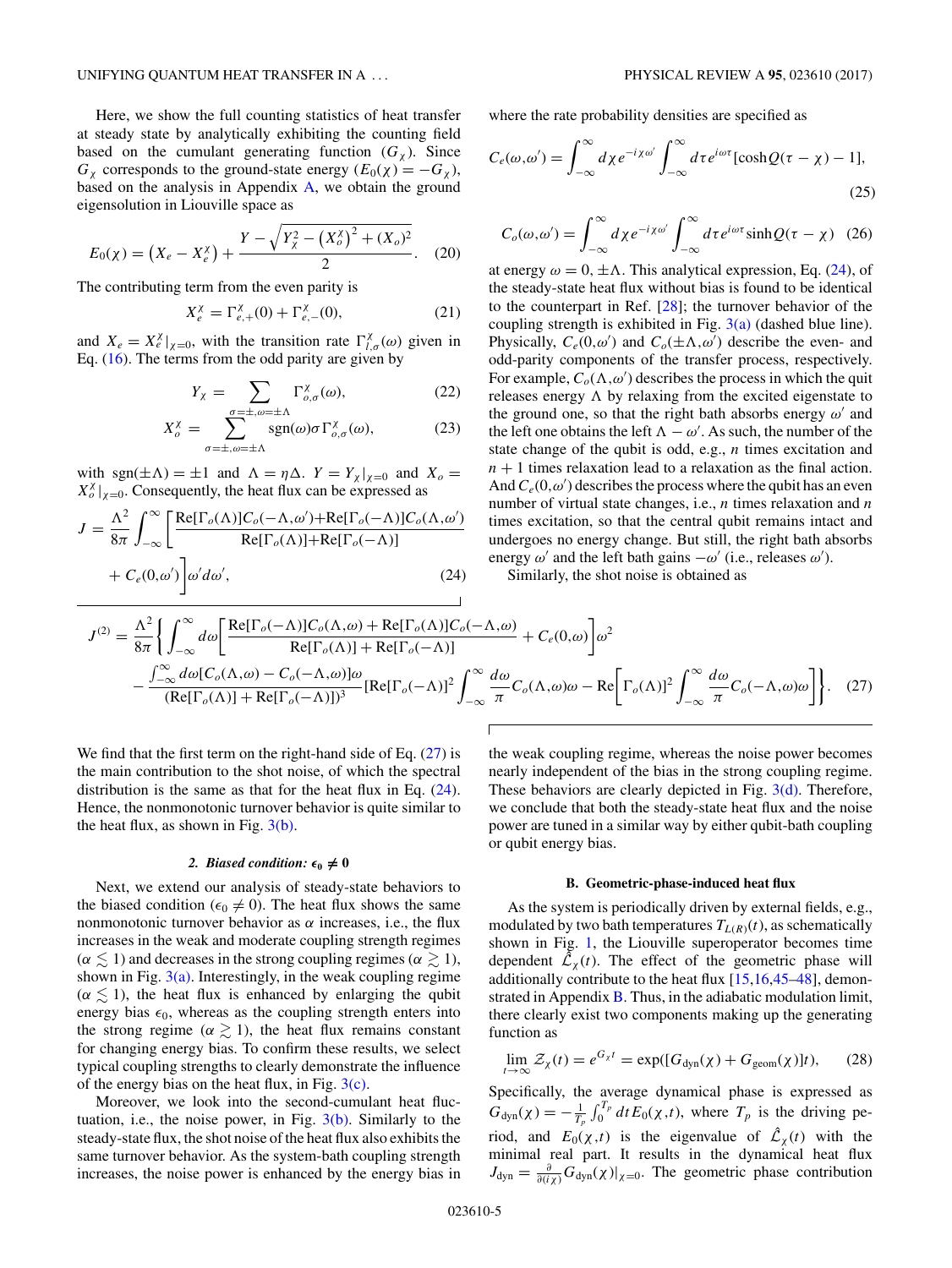Here, we show the full counting statistics of heat transfer at steady state by analytically exhibiting the counting field based on the cumulant generating function ($G_\chi$). Since $G_\chi$ corresponds to the ground-state energy ($E_0(\chi) = -G_\chi$), based on the analysis in Appendix A, we obtain the ground eigensolution in Liouville space as

$$E_0(\chi) = \left(X_e - X_e^\chi\right) + \frac{Y - \sqrt{Y_\chi^2 - \left(X_o^\chi\right)^2 + (X_o)^2}}{2}. \quad (20)$$

The contributing term from the even parity is

$$X_e^\chi = \Gamma_{e,+}^\chi(0) + \Gamma_{e,-}^\chi(0), \quad (21)$$

and $X_e = X_e^\chi|_{\chi=0}$, with the transition rate $\Gamma_{l,\sigma}^\chi(\omega)$ given in Eq. (16). The terms from the odd parity are given by

$$Y_\chi = \sum_{\sigma=\pm,\omega=\pm\Lambda} \Gamma_{o,\sigma}^\chi(\omega), \quad (22)$$

$$X_o^\chi = \sum_{\sigma=\pm,\omega=\pm\Lambda} \mathrm{sgn}(\omega)\sigma\Gamma_{o,\sigma}^\chi(\omega), \quad (23)$$

with $\mathrm{sgn}(\pm\Lambda) = \pm 1$ and $\Lambda = \eta\Delta$. $Y = Y_\chi|_{\chi=0}$ and $X_o = X_o^\chi|_{\chi=0}$. Consequently, the heat flux can be expressed as

$$J = \frac{\Lambda^2}{8\pi}\int_{-\infty}^{\infty}\left[\frac{\mathrm{Re}[\Gamma_o(\Lambda)]C_o(-\Lambda,\omega') + \mathrm{Re}[\Gamma_o(-\Lambda)]C_o(\Lambda,\omega')}{\mathrm{Re}[\Gamma_o(\Lambda)] + \mathrm{Re}[\Gamma_o(-\Lambda)]} + C_e(0,\omega')\right]\omega' d\omega', \quad (24)$$

where the rate probability densities are specified as

$$C_e(\omega,\omega') = \int_{-\infty}^{\infty} d\chi e^{-i\chi\omega'}\int_{-\infty}^{\infty} d\tau e^{i\omega\tau}[\cosh Q(\tau-\chi) - 1], \quad (25)$$

$$C_o(\omega,\omega') = \int_{-\infty}^{\infty} d\chi e^{-i\chi\omega'}\int_{-\infty}^{\infty} d\tau e^{i\omega\tau}\sinh Q(\tau-\chi) \quad (26)$$

at energy $\omega = 0, \pm\Lambda$. This analytical expression, Eq. (24), of the steady-state heat flux without bias is found to be identical to the counterpart in Ref. [28]; the turnover behavior of the coupling strength is exhibited in Fig. 3(a) (dashed blue line). Physically, $C_e(0,\omega')$ and $C_o(\pm\Lambda,\omega')$ describe the even- and odd-parity components of the transfer process, respectively. For example, $C_o(\Lambda,\omega')$ describes the process in which the quit releases energy $\Lambda$ by relaxing from the excited eigenstate to the ground one, so that the right bath absorbs energy $\omega'$ and the left one obtains the left $\Lambda - \omega'$. As such, the number of the state change of the qubit is odd, e.g., $n$ times excitation and $n+1$ times relaxation lead to a relaxation as the final action. And $C_e(0,\omega')$ describes the process where the qubit has an even number of virtual state changes, i.e., $n$ times relaxation and $n$ times excitation, so that the central qubit remains intact and undergoes no energy change. But still, the right bath absorbs energy $\omega'$ and the left bath gains $-\omega'$ (i.e., releases $\omega'$).

Similarly, the shot noise is obtained as

$$J^{(2)} = \frac{\Lambda^2}{8\pi}\Bigg\{\int_{-\infty}^{\infty} d\omega\left[\frac{\mathrm{Re}[\Gamma_o(-\Lambda)]C_o(\Lambda,\omega) + \mathrm{Re}[\Gamma_o(\Lambda)]C_o(-\Lambda,\omega)}{\mathrm{Re}[\Gamma_o(\Lambda)] + \mathrm{Re}[\Gamma_o(-\Lambda)]} + C_e(0,\omega)\right]\omega^2$$
$$- \frac{\int_{-\infty}^{\infty} d\omega[C_o(\Lambda,\omega) - C_o(-\Lambda,\omega)]\omega}{(\mathrm{Re}[\Gamma_o(\Lambda)] + \mathrm{Re}[\Gamma_o(-\Lambda)])^3}\left[\mathrm{Re}[\Gamma_o(-\Lambda)]^2\int_{-\infty}^{\infty}\frac{d\omega}{\pi}C_o(\Lambda,\omega)\omega - \mathrm{Re}\left[\Gamma_o(\Lambda)\right]^2\int_{-\infty}^{\infty}\frac{d\omega}{\pi}C_o(-\Lambda,\omega)\omega\right]\Bigg\}. \quad (27)$$

We find that the first term on the right-hand side of Eq. (27) is the main contribution to the shot noise, of which the spectral distribution is the same as that for the heat flux in Eq. (24). Hence, the nonmonotonic turnover behavior is quite similar to the heat flux, as shown in Fig. 3(b).

#### 2. Biased condition: $\epsilon_0 \neq 0$

Next, we extend our analysis of steady-state behaviors to the biased condition ($\epsilon_0 \neq 0$). The heat flux shows the same nonmonotonic turnover behavior as $\alpha$ increases, i.e., the flux increases in the weak and moderate coupling strength regimes ($\alpha \lesssim 1$) and decreases in the strong coupling regimes ($\alpha \gtrsim 1$), shown in Fig. 3(a). Interestingly, in the weak coupling regime ($\alpha \lesssim 1$), the heat flux is enhanced by enlarging the qubit energy bias $\epsilon_0$, whereas as the coupling strength enters into the strong regime ($\alpha \gtrsim 1$), the heat flux remains constant for changing energy bias. To confirm these results, we select typical coupling strengths to clearly demonstrate the influence of the energy bias on the heat flux, in Fig. 3(c).

Moreover, we look into the second-cumulant heat fluctuation, i.e., the noise power, in Fig. 3(b). Similarly to the steady-state flux, the shot noise of the heat flux also exhibits the same turnover behavior. As the system-bath coupling strength increases, the noise power is enhanced by the energy bias in the weak coupling regime, whereas the noise power becomes nearly independent of the bias in the strong coupling regime. These behaviors are clearly depicted in Fig. 3(d). Therefore, we conclude that both the steady-state heat flux and the noise power are tuned in a similar way by either qubit-bath coupling or qubit energy bias.

### B. Geometric-phase-induced heat flux

As the system is periodically driven by external fields, e.g., modulated by two bath temperatures $T_{L(R)}(t)$, as schematically shown in Fig. 1, the Liouville superoperator becomes time dependent $\hat{\mathcal{L}}_\chi(t)$. The effect of the geometric phase will additionally contribute to the heat flux [15,16,45–48], demonstrated in Appendix B. Thus, in the adiabatic modulation limit, there clearly exist two components making up the generating function as

$$\lim_{t\to\infty}\mathcal{Z}_\chi(t) = e^{G_\chi t} = \exp([G_{\mathrm{dyn}}(\chi) + G_{\mathrm{geom}}(\chi)]t), \quad (28)$$

Specifically, the average dynamical phase is expressed as $G_{\mathrm{dyn}}(\chi) = -\frac{1}{T_p}\int_0^{T_p} dt E_0(\chi,t)$, where $T_p$ is the driving period, and $E_0(\chi,t)$ is the eigenvalue of $\hat{\mathcal{L}}_\chi(t)$ with the minimal real part. It results in the dynamical heat flux $J_{\mathrm{dyn}} = \frac{\partial}{\partial(i\chi)}G_{\mathrm{dyn}}(\chi)|_{\chi=0}$. The geometric phase contribution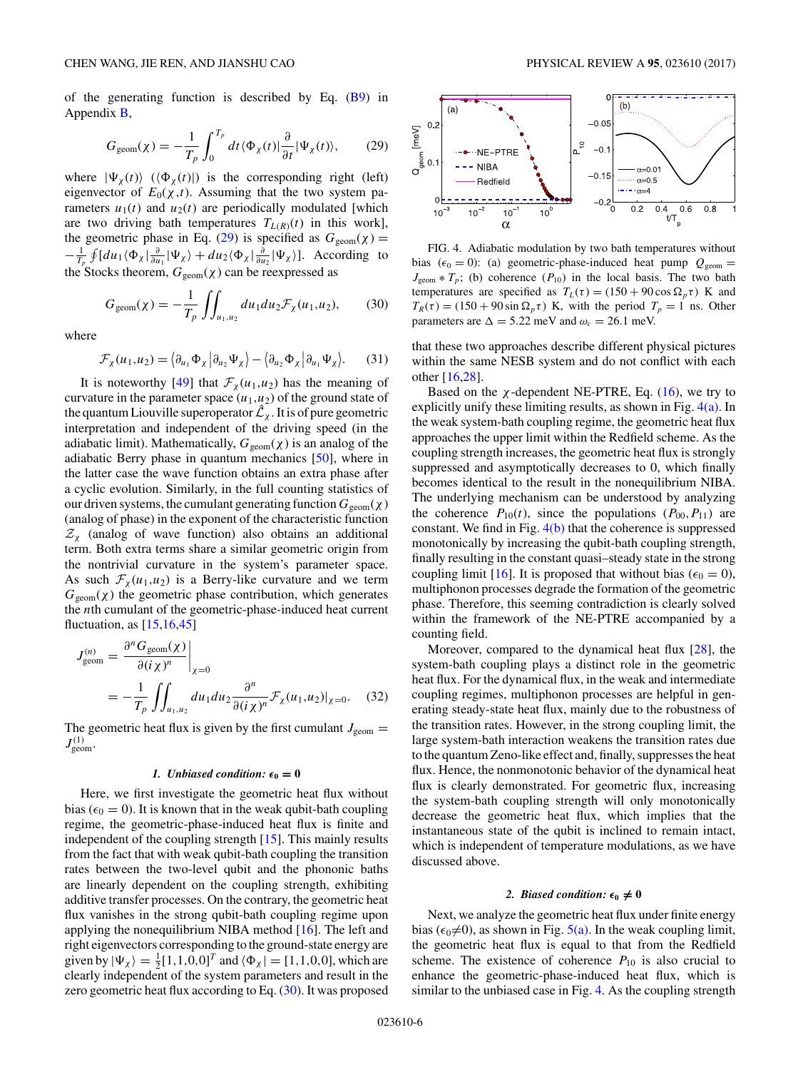of the generating function is described by Eq. (B9) in Appendix B,

$$G_{\rm geom}(\chi) = -\frac{1}{T_p}\int_0^{T_p} dt \langle \Phi_\chi(t)|\frac{\partial}{\partial t}|\Psi_\chi(t)\rangle, \tag{29}$$

where $|\Psi_\chi(t)\rangle$ ($\langle\Phi_\chi(t)|$) is the corresponding right (left) eigenvector of $E_0(\chi,t)$. Assuming that the two system parameters $u_1(t)$ and $u_2(t)$ are periodically modulated [which are two driving bath temperatures $T_{L(R)}(t)$ in this work], the geometric phase in Eq. (29) is specified as $G_{\rm geom}(\chi) = -\frac{1}{T_p}\oint[du_1\langle\Phi_\chi|\frac{\partial}{\partial u_1}|\Psi_\chi\rangle + du_2\langle\Phi_\chi|\frac{\partial}{\partial u_2}|\Psi_\chi\rangle]$. According to the Stocks theorem, $G_{\rm geom}(\chi)$ can be reexpressed as

$$G_{\rm geom}(\chi) = -\frac{1}{T_p}\iint_{u_1,u_2} du_1 du_2 \mathcal{F}_\chi(u_1,u_2), \tag{30}$$

where

$$\mathcal{F}_\chi(u_1,u_2) = \langle \partial_{u_1}\Phi_\chi|\partial_{u_2}\Psi_\chi\rangle - \langle \partial_{u_2}\Phi_\chi|\partial_{u_1}\Psi_\chi\rangle. \tag{31}$$

It is noteworthy [49] that $\mathcal{F}_\chi(u_1,u_2)$ has the meaning of curvature in the parameter space $(u_1,u_2)$ of the ground state of the quantum Liouville superoperator $\hat{\mathcal{L}}_\chi$. It is of pure geometric interpretation and independent of the driving speed (in the adiabatic limit). Mathematically, $G_{\rm geom}(\chi)$ is an analog of the adiabatic Berry phase in quantum mechanics [50], where in the latter case the wave function obtains an extra phase after a cyclic evolution. Similarly, in the full counting statistics of our driven systems, the cumulant generating function $G_{\rm geom}(\chi)$ (analog of phase) in the exponent of the characteristic function $\mathcal{Z}_\chi$ (analog of wave function) also obtains an additional term. Both extra terms share a similar geometric origin from the nontrivial curvature in the system's parameter space. As such $\mathcal{F}_\chi(u_1,u_2)$ is a Berry-like curvature and we term $G_{\rm geom}(\chi)$ the geometric phase contribution, which generates the $n$th cumulant of the geometric-phase-induced heat current fluctuation, as [15,16,45]

$$\begin{aligned} J^{(n)}_{\rm geom} &= \frac{\partial^n G_{\rm geom}(\chi)}{\partial(i\chi)^n}\Big|_{\chi=0} \\ &= -\frac{1}{T_p}\iint_{u_1,u_2} du_1 du_2 \frac{\partial^n}{\partial(i\chi)^n}\mathcal{F}_\chi(u_1,u_2)|_{\chi=0}. \end{aligned} \tag{32}$$

The geometric heat flux is given by the first cumulant $J_{\rm geom} = J^{(1)}_{\rm geom}$.

#### *1. Unbiased condition:* $\epsilon_0 = 0$

Here, we first investigate the geometric heat flux without bias ($\epsilon_0 = 0$). It is known that in the weak qubit-bath coupling regime, the geometric-phase-induced heat flux is finite and independent of the coupling strength [15]. This mainly results from the fact that with weak qubit-bath coupling the transition rates between the two-level qubit and the phononic baths are linearly dependent on the coupling strength, exhibiting additive transfer processes. On the contrary, the geometric heat flux vanishes in the strong qubit-bath coupling regime upon applying the nonequilibrium NIBA method [16]. The left and right eigenvectors corresponding to the ground-state energy are given by $|\Psi_\chi\rangle = \frac{1}{2}[1,1,0,0]^T$ and $\langle\Phi_\chi| = [1,1,0,0]$, which are clearly independent of the system parameters and result in the zero geometric heat flux according to Eq. (30). It was proposed

(a)
$Q_{\rm geom}$ [meV]
0.2
0.1
0
NE-PTRE
NIBA
Redfield
$10^{-3}$ $10^{-2}$ $10^{-1}$ $10^{0}$
$\alpha$

(b)
$P_{10}$
0
−0.05
−0.1
−0.15
−0.2
α=0.01
α=0.5
α=4
0 0.2 0.4 0.6 0.8 1
$t/T_p$

FIG. 4. Adiabatic modulation by two bath temperatures without bias ($\epsilon_0 = 0$): (a) geometric-phase-induced heat pump $Q_{\rm geom} = J_{\rm geom} * T_p$; (b) coherence ($P_{10}$) in the local basis. The two bath temperatures are specified as $T_L(\tau) = (150 + 90\cos\Omega_p\tau)$ K and $T_R(\tau) = (150 + 90\sin\Omega_p\tau)$ K, with the period $T_p = 1$ ns. Other parameters are $\Delta = 5.22$ meV and $\omega_c = 26.1$ meV.

that these two approaches describe different physical pictures within the same NESB system and do not conflict with each other [16,28].

Based on the $\chi$-dependent NE-PTRE, Eq. (16), we try to explicitly unify these limiting results, as shown in Fig. 4(a). In the weak system-bath coupling regime, the geometric heat flux approaches the upper limit within the Redfield scheme. As the coupling strength increases, the geometric heat flux is strongly suppressed and asymptotically decreases to 0, which finally becomes identical to the result in the nonequilibrium NIBA. The underlying mechanism can be understood by analyzing the coherence $P_{10}(t)$, since the populations ($P_{00}, P_{11}$) are constant. We find in Fig. 4(b) that the coherence is suppressed monotonically by increasing the qubit-bath coupling strength, finally resulting in the constant quasi–steady state in the strong coupling limit [16]. It is proposed that without bias ($\epsilon_0 = 0$), multiphonon processes degrade the formation of the geometric phase. Therefore, this seeming contradiction is clearly solved within the framework of the NE-PTRE accompanied by a counting field.

Moreover, compared to the dynamical heat flux [28], the system-bath coupling plays a distinct role in the geometric heat flux. For the dynamical flux, in the weak and intermediate coupling regimes, multiphonon processes are helpful in generating steady-state heat flux, mainly due to the robustness of the transition rates. However, in the strong coupling limit, the large system-bath interaction weakens the transition rates due to the quantum Zeno-like effect and, finally, suppresses the heat flux. Hence, the nonmonotonic behavior of the dynamical heat flux is clearly demonstrated. For geometric flux, increasing the system-bath coupling strength will only monotonically decrease the geometric heat flux, which implies that the instantaneous state of the qubit is inclined to remain intact, which is independent of temperature modulations, as we have discussed above.

#### *2. Biased condition:* $\epsilon_0 \neq 0$

Next, we analyze the geometric heat flux under finite energy bias ($\epsilon_0 \neq 0$), as shown in Fig. 5(a). In the weak coupling limit, the geometric heat flux is equal to that from the Redfield scheme. The existence of coherence $P_{10}$ is also crucial to enhance the geometric-phase-induced heat flux, which is similar to the unbiased case in Fig. 4. As the coupling strength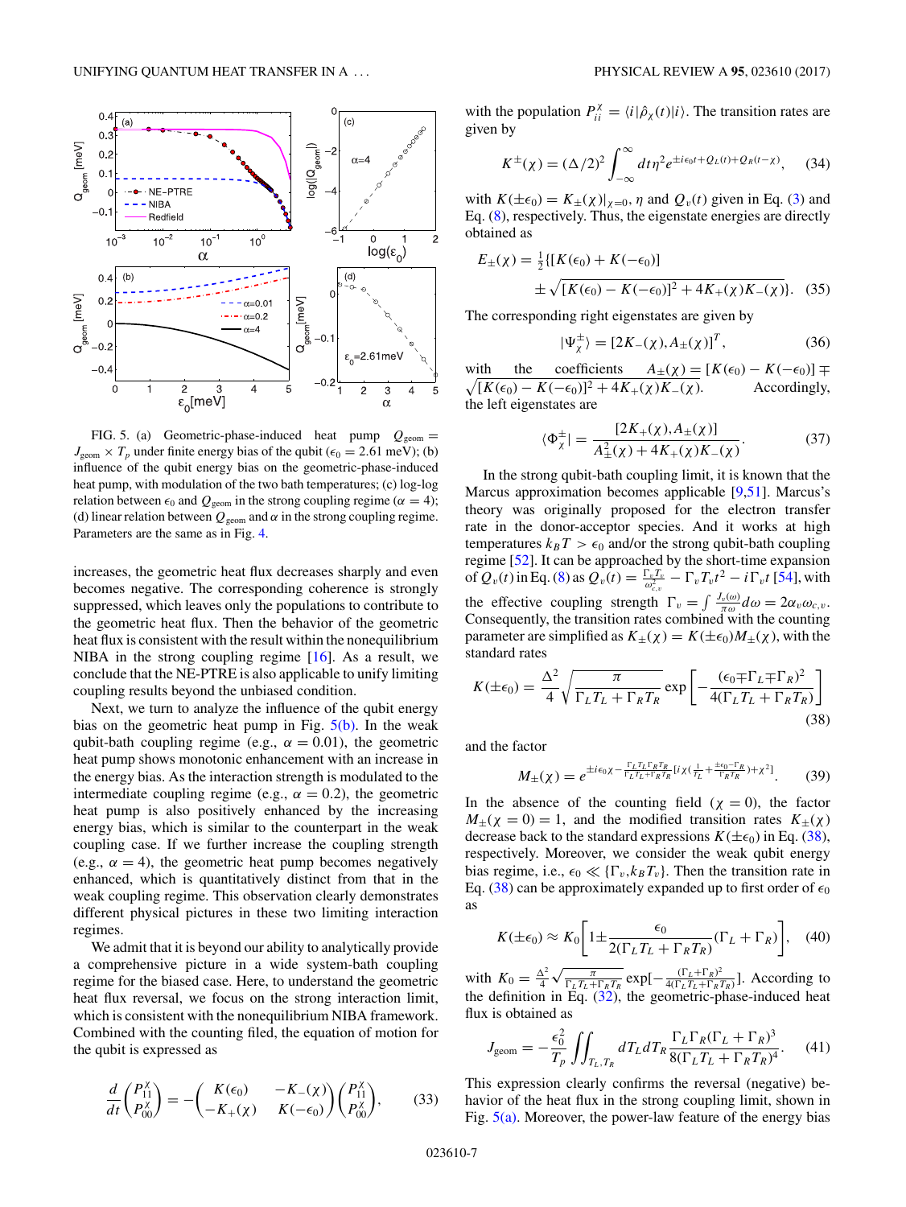(a)

0.4
0.3
0.2
0.1
0
−0.1

$Q_{geom}$ [meV]

NE-PTRE
NIBA
Redfield

$10^{-3}$ $10^{-2}$ $10^{-1}$ $10^{0}$

α

(c)

0
−2
−4
−6

$\log(|Q_{geom}|)$

α=4

−1 0 1 2

$\log(\epsilon_0)$

(b)

0.4
0.2
0
−0.2
−0.4

$Q_{geom}$ [meV]

α=0.01
α=0.2
α=4

0 1 2 3 4 5

$\epsilon_0$[meV]

(d)

0
−0.1
−0.2

$Q_{geom}$ [meV]

$\epsilon_0$=2.61meV

1 2 3 4 5

α

FIG. 5. (a) Geometric-phase-induced heat pump $Q_{\rm geom} = J_{\rm geom} \times T_p$ under finite energy bias of the qubit ($\epsilon_0 = 2.61$ meV); (b) influence of the qubit energy bias on the geometric-phase-induced heat pump, with modulation of the two bath temperatures; (c) log-log relation between $\epsilon_0$ and $Q_{\rm geom}$ in the strong coupling regime ($\alpha = 4$); (d) linear relation between $Q_{\rm geom}$ and $\alpha$ in the strong coupling regime. Parameters are the same as in Fig. 4.

increases, the geometric heat flux decreases sharply and even becomes negative. The corresponding coherence is strongly suppressed, which leaves only the populations to contribute to the geometric heat flux. Then the behavior of the geometric heat flux is consistent with the result within the nonequilibrium NIBA in the strong coupling regime [16]. As a result, we conclude that the NE-PTRE is also applicable to unify limiting coupling results beyond the unbiased condition.

Next, we turn to analyze the influence of the qubit energy bias on the geometric heat pump in Fig. 5(b). In the weak qubit-bath coupling regime (e.g., $\alpha = 0.01$), the geometric heat pump shows monotonic enhancement with an increase in the energy bias. As the interaction strength is modulated to the intermediate coupling regime (e.g., $\alpha = 0.2$), the geometric heat pump is also positively enhanced by the increasing energy bias, which is similar to the counterpart in the weak coupling case. If we further increase the coupling strength (e.g., $\alpha = 4$), the geometric heat pump becomes negatively enhanced, which is quantitatively distinct from that in the weak coupling regime. This observation clearly demonstrates different physical pictures in these two limiting interaction regimes.

We admit that it is beyond our ability to analytically provide a comprehensive picture in a wide system-bath coupling regime for the biased case. Here, to understand the geometric heat flux reversal, we focus on the strong interaction limit, which is consistent with the nonequilibrium NIBA framework. Combined with the counting filed, the equation of motion for the qubit is expressed as

$$\frac{d}{dt}\begin{pmatrix} P_{11}^{\chi} \\ P_{00}^{\chi} \end{pmatrix} = -\begin{pmatrix} K(\epsilon_0) & -K_{-}(\chi) \\ -K_{+}(\chi) & K(-\epsilon_0) \end{pmatrix}\begin{pmatrix} P_{11}^{\chi} \\ P_{00}^{\chi} \end{pmatrix}, \qquad (33)$$

with the population $P_{ii}^{\chi} = \langle i|\hat{\rho}_{\chi}(t)|i\rangle$. The transition rates are given by

$$K^{\pm}(\chi) = (\Delta/2)^2 \int_{-\infty}^{\infty} dt \eta^2 e^{\pm i\epsilon_0 t + Q_L(t) + Q_R(t-\chi)}, \qquad (34)$$

with $K(\pm\epsilon_0) = K_{\pm}(\chi)|_{\chi=0}$, $\eta$ and $Q_v(t)$ given in Eq. (3) and Eq. (8), respectively. Thus, the eigenstate energies are directly obtained as

$$E_{\pm}(\chi) = \tfrac{1}{2}\{[K(\epsilon_0) + K(-\epsilon_0)] \pm \sqrt{[K(\epsilon_0) - K(-\epsilon_0)]^2 + 4K_{+}(\chi)K_{-}(\chi)}\}. \qquad (35)$$

The corresponding right eigenstates are given by

$$|\Psi_{\chi}^{\pm}\rangle = [2K_{-}(\chi), A_{\pm}(\chi)]^T, \qquad (36)$$

with the coefficients $A_{\pm}(\chi) = [K(\epsilon_0) - K(-\epsilon_0)] \mp \sqrt{[K(\epsilon_0) - K(-\epsilon_0)]^2 + 4K_{+}(\chi)K_{-}(\chi)}$. Accordingly, the left eigenstates are

$$\langle\Phi_{\chi}^{\pm}| = \frac{[2K_{+}(\chi), A_{\pm}(\chi)]}{A_{\pm}^2(\chi) + 4K_{+}(\chi)K_{-}(\chi)}. \qquad (37)$$

In the strong qubit-bath coupling limit, it is known that the Marcus approximation becomes applicable [9,51]. Marcus's theory was originally proposed for the electron transfer rate in the donor-acceptor species. And it works at high temperatures $k_B T > \epsilon_0$ and/or the strong qubit-bath coupling regime [52]. It can be approached by the short-time expansion of $Q_v(t)$ in Eq. (8) as $Q_v(t) = \frac{\Gamma_v T_v}{\omega_{c,v}^2} - \Gamma_v T_v t^2 - i\Gamma_v t$ [54], with the effective coupling strength $\Gamma_v = \int \frac{J_v(\omega)}{\pi\omega} d\omega = 2\alpha_v\omega_{c,v}$. Consequently, the transition rates combined with the counting parameter are simplified as $K_{\pm}(\chi) = K(\pm\epsilon_0)M_{\pm}(\chi)$, with the standard rates

$$K(\pm\epsilon_0) = \frac{\Delta^2}{4}\sqrt{\frac{\pi}{\Gamma_L T_L + \Gamma_R T_R}} \exp\left[-\frac{(\epsilon_0 \mp \Gamma_L \mp \Gamma_R)^2}{4(\Gamma_L T_L + \Gamma_R T_R)}\right] \qquad (38)$$

and the factor

$$M_{\pm}(\chi) = e^{\pm i\epsilon_0\chi - \frac{\Gamma_L T_L \Gamma_R T_R}{\Gamma_L T_L + \Gamma_R T_R}[i\chi(\frac{1}{T_L} + \frac{\pm\epsilon_0 - \Gamma_R}{\Gamma_R T_R}) + \chi^2]}. \qquad (39)$$

In the absence of the counting field ($\chi = 0$), the factor $M_{\pm}(\chi = 0) = 1$, and the modified transition rates $K_{\pm}(\chi)$ decrease back to the standard expressions $K(\pm\epsilon_0)$ in Eq. (38), respectively. Moreover, we consider the weak qubit energy bias regime, i.e., $\epsilon_0 \ll \{\Gamma_v, k_B T_v\}$. Then the transition rate in Eq. (38) can be approximately expanded up to first order of $\epsilon_0$ as

$$K(\pm\epsilon_0) \approx K_0\left[1 \pm \frac{\epsilon_0}{2(\Gamma_L T_L + \Gamma_R T_R)}(\Gamma_L + \Gamma_R)\right], \qquad (40)$$

with $K_0 = \frac{\Delta^2}{4}\sqrt{\frac{\pi}{\Gamma_L T_L + \Gamma_R T_R}} \exp[-\frac{(\Gamma_L + \Gamma_R)^2}{4(\Gamma_L T_L + \Gamma_R T_R)}]$. According to the definition in Eq. (32), the geometric-phase-induced heat flux is obtained as

$$J_{\rm geom} = -\frac{\epsilon_0^2}{T_p}\iint_{T_L,T_R} dT_L dT_R \frac{\Gamma_L\Gamma_R(\Gamma_L + \Gamma_R)^3}{8(\Gamma_L T_L + \Gamma_R T_R)^4}. \qquad (41)$$

This expression clearly confirms the reversal (negative) behavior of the heat flux in the strong coupling limit, shown in Fig. 5(a). Moreover, the power-law feature of the energy bias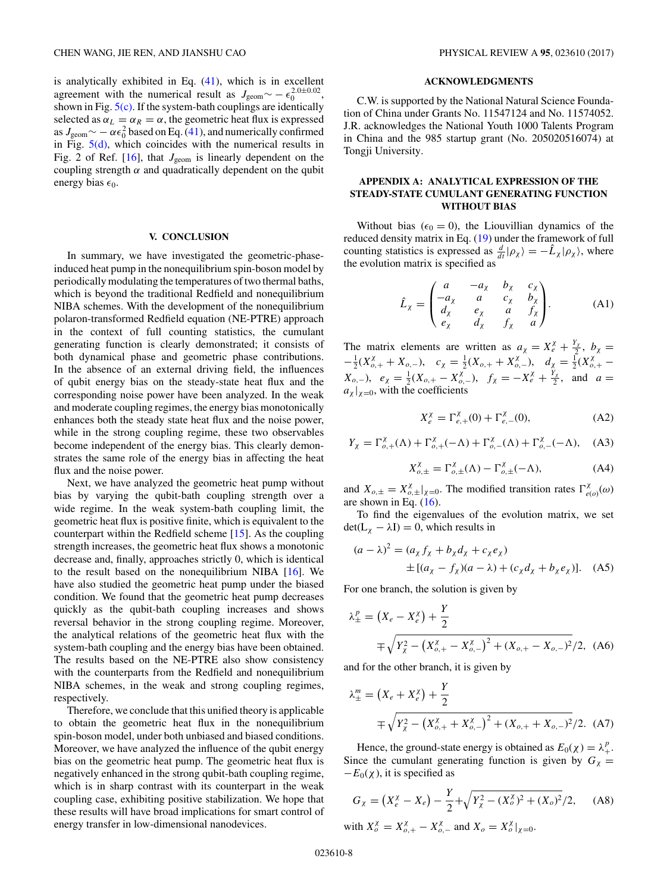is analytically exhibited in Eq. (41), which is in excellent agreement with the numerical result as $J_{\rm geom} \sim -\epsilon_0^{2.0\pm0.02}$, shown in Fig. 5(c). If the system-bath couplings are identically selected as $\alpha_L = \alpha_R = \alpha$, the geometric heat flux is expressed as $J_{\rm geom} \sim -\alpha\epsilon_0^2$ based on Eq. (41), and numerically confirmed in Fig. 5(d), which coincides with the numerical results in Fig. 2 of Ref. [16], that $J_{\rm geom}$ is linearly dependent on the coupling strength $\alpha$ and quadratically dependent on the qubit energy bias $\epsilon_0$.

## V. CONCLUSION

In summary, we have investigated the geometric-phase-induced heat pump in the nonequilibrium spin-boson model by periodically modulating the temperatures of two thermal baths, which is beyond the traditional Redfield and nonequilibrium NIBA schemes. With the development of the nonequilibrium polaron-transformed Redfield equation (NE-PTRE) approach in the context of full counting statistics, the cumulant generating function is clearly demonstrated; it consists of both dynamical phase and geometric phase contributions. In the absence of an external driving field, the influences of qubit energy bias on the steady-state heat flux and the corresponding noise power have been analyzed. In the weak and moderate coupling regimes, the energy bias monotonically enhances both the steady state heat flux and the noise power, while in the strong coupling regime, these two observables become independent of the energy bias. This clearly demonstrates the same role of the energy bias in affecting the heat flux and the noise power.

Next, we have analyzed the geometric heat pump without bias by varying the qubit-bath coupling strength over a wide regime. In the weak system-bath coupling limit, the geometric heat flux is positive finite, which is equivalent to the counterpart within the Redfield scheme [15]. As the coupling strength increases, the geometric heat flux shows a monotonic decrease and, finally, approaches strictly 0, which is identical to the result based on the nonequilibrium NIBA [16]. We have also studied the geometric heat pump under the biased condition. We found that the geometric heat pump decreases quickly as the qubit-bath coupling increases and shows reversal behavior in the strong coupling regime. Moreover, the analytical relations of the geometric heat flux with the system-bath coupling and the energy bias have been obtained. The results based on the NE-PTRE also show consistency with the counterparts from the Redfield and nonequilibrium NIBA schemes, in the weak and strong coupling regimes, respectively.

Therefore, we conclude that this unified theory is applicable to obtain the geometric heat flux in the nonequilibrium spin-boson model, under both unbiased and biased conditions. Moreover, we have analyzed the influence of the qubit energy bias on the geometric heat pump. The geometric heat flux is negatively enhanced in the strong qubit-bath coupling regime, which is in sharp contrast with its counterpart in the weak coupling case, exhibiting positive stabilization. We hope that these results will have broad implications for smart control of energy transfer in low-dimensional nanodevices.

## ACKNOWLEDGMENTS

C.W. is supported by the National Natural Science Foundation of China under Grants No. 11547124 and No. 11574052. J.R. acknowledges the National Youth 1000 Talents Program in China and the 985 startup grant (No. 205020516074) at Tongji University.

## APPENDIX A: ANALYTICAL EXPRESSION OF THE STEADY-STATE CUMULANT GENERATING FUNCTION WITHOUT BIAS

Without bias ($\epsilon_0 = 0$), the Liouvillian dynamics of the reduced density matrix in Eq. (19) under the framework of full counting statistics is expressed as $\frac{d}{dt}|\rho_\chi\rangle = -\hat{L}_\chi|\rho_\chi\rangle$, where the evolution matrix is specified as

$$\hat{L}_\chi = \begin{pmatrix} a & -a_\chi & b_\chi & c_\chi \\ -a_\chi & a & c_\chi & b_\chi \\ d_\chi & e_\chi & a & f_\chi \\ e_\chi & d_\chi & f_\chi & a \end{pmatrix}. \tag{A1}$$

The matrix elements are written as $a_\chi = X_e^\chi + \frac{Y_\chi}{2}$, $b_\chi = -\frac{1}{2}(X_{o,+}^\chi + X_{o,-})$, $c_\chi = \frac{1}{2}(X_{o,+} + X_{o,-}^\chi)$, $d_\chi = \frac{1}{2}(X_{o,+}^\chi - X_{o,-})$, $e_\chi = \frac{1}{2}(X_{o,+} - X_{o,-}^\chi)$, $f_\chi = -X_e^\chi + \frac{Y_\chi}{2}$, and $a = a_\chi|_{\chi=0}$, with the coefficients

$$X_e^\chi = \Gamma_{e,+}^\chi(0) + \Gamma_{e,-}^\chi(0), \tag{A2}$$

$$Y_\chi = \Gamma_{o,+}^\chi(\Lambda) + \Gamma_{o,+}^\chi(-\Lambda) + \Gamma_{o,-}^\chi(\Lambda) + \Gamma_{o,-}^\chi(-\Lambda), \tag{A3}$$

$$X_{o,\pm}^\chi = \Gamma_{o,\pm}^\chi(\Lambda) - \Gamma_{o,\pm}^\chi(-\Lambda), \tag{A4}$$

and $X_{o,\pm} = X_{o,\pm}^\chi|_{\chi=0}$. The modified transition rates $\Gamma_{e(o)}^\chi(\omega)$ are shown in Eq. (16).

To find the eigenvalues of the evolution matrix, we set $\det(L_\chi - \lambda I) = 0$, which results in

$$\begin{aligned}(a-\lambda)^2 &= (a_\chi f_\chi + b_\chi d_\chi + c_\chi e_\chi) \\ &\quad \pm [(a_\chi - f_\chi)(a-\lambda) + (c_\chi d_\chi + b_\chi e_\chi)].\end{aligned} \tag{A5}$$

For one branch, the solution is given by

$$\begin{aligned}\lambda_\pm^p &= \left(X_e - X_e^\chi\right) + \frac{Y}{2} \\ &\quad \mp \sqrt{Y_\chi^2 - \left(X_{o,+}^\chi - X_{o,-}^\chi\right)^2 + (X_{o,+} - X_{o,-})^2}/2,\end{aligned} \tag{A6}$$

and for the other branch, it is given by

$$\begin{aligned}\lambda_\pm^m &= \left(X_e + X_e^\chi\right) + \frac{Y}{2} \\ &\quad \mp \sqrt{Y_\chi^2 - \left(X_{o,+}^\chi + X_{o,-}^\chi\right)^2 + (X_{o,+} + X_{o,-})^2}/2.\end{aligned} \tag{A7}$$

Hence, the ground-state energy is obtained as $E_0(\chi) = \lambda_+^p$. Since the cumulant generating function is given by $G_\chi = -E_0(\chi)$, it is specified as

$$G_\chi = \left(X_e^\chi - X_e\right) - \frac{Y}{2} + \sqrt{Y_\chi^2 - (X_o^\chi)^2 + (X_o)^2}/2, \tag{A8}$$

with $X_o^\chi = X_{o,+}^\chi - X_{o,-}^\chi$ and $X_o = X_o^\chi|_{\chi=0}$.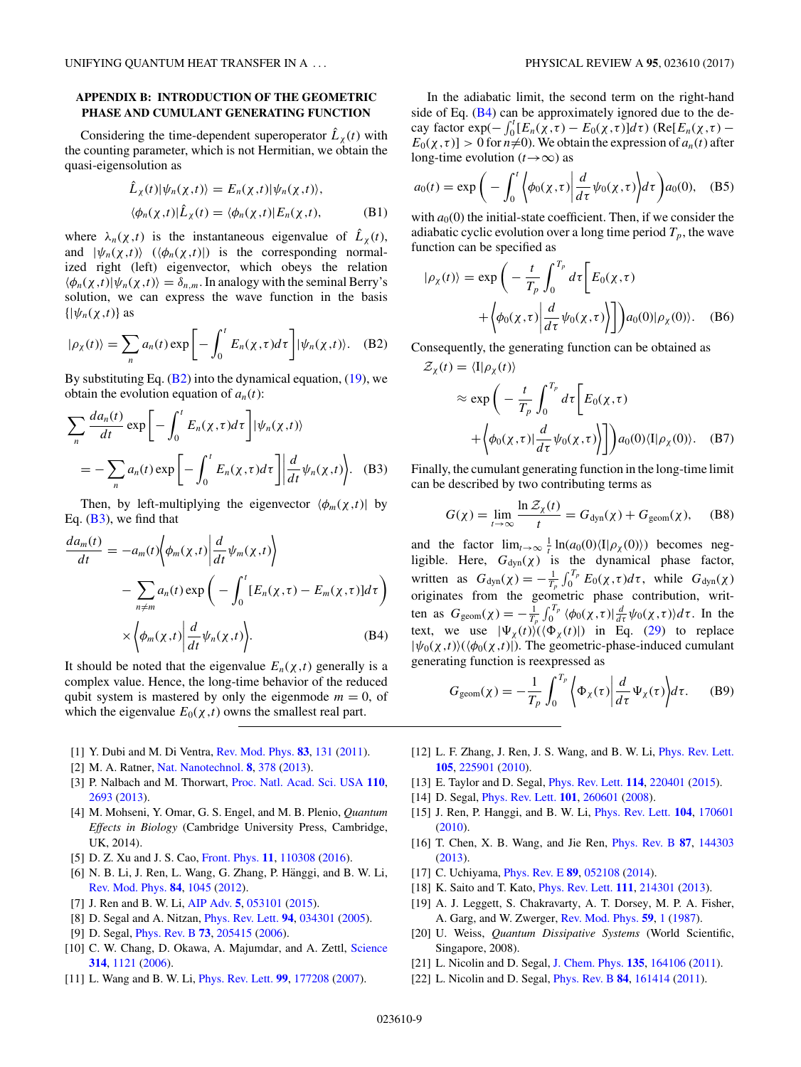## APPENDIX B: INTRODUCTION OF THE GEOMETRIC PHASE AND CUMULANT GENERATING FUNCTION

Considering the time-dependent superoperator $\hat{L}_\chi(t)$ with the counting parameter, which is not Hermitian, we obtain the quasi-eigensolution as

$$\hat{L}_\chi(t)|\psi_n(\chi,t)\rangle = E_n(\chi,t)|\psi_n(\chi,t)\rangle,$$
$$\langle\phi_n(\chi,t)|\hat{L}_\chi(t) = \langle\phi_n(\chi,t)|E_n(\chi,t), \tag{B1}$$

where $\lambda_n(\chi,t)$ is the instantaneous eigenvalue of $\hat{L}_\chi(t)$, and $|\psi_n(\chi,t)\rangle$ ($\langle\phi_n(\chi,t)|$) is the corresponding normalized right (left) eigenvector, which obeys the relation $\langle\phi_n(\chi,t)|\psi_n(\chi,t)\rangle = \delta_{n,m}$. In analogy with the seminal Berry's solution, we can express the wave function in the basis $\{|\psi_n(\chi,t)\}$ as

$$|\rho_\chi(t)\rangle = \sum_n a_n(t)\exp\left[-\int_0^t E_n(\chi,\tau)d\tau\right]|\psi_n(\chi,t)\rangle. \tag{B2}$$

By substituting Eq. (B2) into the dynamical equation, (19), we obtain the evolution equation of $a_n(t)$:

$$\sum_n \frac{da_n(t)}{dt}\exp\left[-\int_0^t E_n(\chi,\tau)d\tau\right]|\psi_n(\chi,t)\rangle$$
$$= -\sum_n a_n(t)\exp\left[-\int_0^t E_n(\chi,\tau)d\tau\right]\left|\frac{d}{dt}\psi_n(\chi,t)\right\rangle. \tag{B3}$$

Then, by left-multiplying the eigenvector $\langle\phi_m(\chi,t)|$ by Eq. (B3), we find that

$$\frac{da_m(t)}{dt} = -a_m(t)\left\langle\phi_m(\chi,t)\left|\frac{d}{dt}\psi_m(\chi,t)\right.\right\rangle$$
$$-\sum_{n\neq m} a_n(t)\exp\left(-\int_0^t [E_n(\chi,\tau)-E_m(\chi,\tau)]d\tau\right)$$
$$\times\left\langle\phi_m(\chi,t)\left|\frac{d}{dt}\psi_n(\chi,t)\right.\right\rangle. \tag{B4}$$

It should be noted that the eigenvalue $E_n(\chi,t)$ generally is a complex value. Hence, the long-time behavior of the reduced qubit system is mastered by only the eigenmode $m=0$, of which the eigenvalue $E_0(\chi,t)$ owns the smallest real part.

In the adiabatic limit, the second term on the right-hand side of Eq. (B4) can be approximately ignored due to the decay factor $\exp(-\int_0^t [E_n(\chi,\tau)-E_0(\chi,\tau)]d\tau)$ ($\mathrm{Re}[E_n(\chi,\tau)-E_0(\chi,\tau)]>0$ for $n\neq 0$). We obtain the expression of $a_n(t)$ after long-time evolution ($t\to\infty$) as

$$a_0(t) = \exp\left(-\int_0^t\left\langle\phi_0(\chi,\tau)\left|\frac{d}{d\tau}\psi_0(\chi,\tau)\right.\right\rangle d\tau\right)a_0(0), \tag{B5}$$

with $a_0(0)$ the initial-state coefficient. Then, if we consider the adiabatic cyclic evolution over a long time period $T_p$, the wave function can be specified as

$$|\rho_\chi(t)\rangle = \exp\left(-\frac{t}{T_p}\int_0^{T_p}d\tau\left[E_0(\chi,\tau)\right.\right.$$
$$\left.\left.+\left\langle\phi_0(\chi,\tau)\left|\frac{d}{d\tau}\psi_0(\chi,\tau)\right.\right\rangle\right]\right)a_0(0)|\rho_\chi(0)\rangle. \tag{B6}$$

Consequently, the generating function can be obtained as

$$\mathcal{Z}_\chi(t) = \langle \mathrm{I}|\rho_\chi(t)\rangle$$
$$\approx \exp\left(-\frac{t}{T_p}\int_0^{T_p}d\tau\left[E_0(\chi,\tau)\right.\right.$$
$$\left.\left.+\left\langle\phi_0(\chi,\tau)\left|\frac{d}{d\tau}\psi_0(\chi,\tau)\right.\right\rangle\right]\right)a_0(0)\langle \mathrm{I}|\rho_\chi(0)\rangle. \tag{B7}$$

Finally, the cumulant generating function in the long-time limit can be described by two contributing terms as

$$G(\chi) = \lim_{t\to\infty}\frac{\ln\mathcal{Z}_\chi(t)}{t} = G_{\mathrm{dyn}}(\chi)+G_{\mathrm{geom}}(\chi), \tag{B8}$$

and the factor $\lim_{t\to\infty}\frac{1}{t}\ln(a_0(0)\langle \mathrm{I}|\rho_\chi(0)\rangle)$ becomes negligible. Here, $G_{\mathrm{dyn}}(\chi)$ is the dynamical phase factor, written as $G_{\mathrm{dyn}}(\chi) = -\frac{1}{T_p}\int_0^{T_p}E_0(\chi,\tau)d\tau$, while $G_{\mathrm{dyn}}(\chi)$ originates from the geometric phase contribution, written as $G_{\mathrm{geom}}(\chi) = -\frac{1}{T_p}\int_0^{T_p}\langle\phi_0(\chi,\tau)|\frac{d}{d\tau}\psi_0(\chi,\tau)\rangle d\tau$. In the text, we use $|\Psi_\chi(t)\rangle(\langle\Phi_\chi(t)|)$ in Eq. (29) to replace $|\psi_0(\chi,t)\rangle(\langle\phi_0(\chi,t)|)$. The geometric-phase-induced cumulant generating function is reexpressed as

$$G_{\mathrm{geom}}(\chi) = -\frac{1}{T_p}\int_0^{T_p}\left\langle\Phi_\chi(\tau)\left|\frac{d}{d\tau}\Psi_\chi(\tau)\right.\right\rangle d\tau. \tag{B9}$$

---

[1] Y. Dubi and M. Di Ventra, Rev. Mod. Phys. **83**, 131 (2011).

[2] M. A. Ratner, Nat. Nanotechnol. **8**, 378 (2013).

[3] P. Nalbach and M. Thorwart, Proc. Natl. Acad. Sci. USA **110**, 2693 (2013).

[4] M. Mohseni, Y. Omar, G. S. Engel, and M. B. Plenio, *Quantum Effects in Biology* (Cambridge University Press, Cambridge, UK, 2014).

[5] D. Z. Xu and J. S. Cao, Front. Phys. **11**, 110308 (2016).

[6] N. B. Li, J. Ren, L. Wang, G. Zhang, P. Hänggi, and B. W. Li, Rev. Mod. Phys. **84**, 1045 (2012).

[7] J. Ren and B. W. Li, AIP Adv. **5**, 053101 (2015).

[8] D. Segal and A. Nitzan, Phys. Rev. Lett. **94**, 034301 (2005).

[9] D. Segal, Phys. Rev. B **73**, 205415 (2006).

[10] C. W. Chang, D. Okawa, A. Majumdar, and A. Zettl, Science **314**, 1121 (2006).

[11] L. Wang and B. W. Li, Phys. Rev. Lett. **99**, 177208 (2007).

[12] L. F. Zhang, J. Ren, J. S. Wang, and B. W. Li, Phys. Rev. Lett. **105**, 225901 (2010).

[13] E. Taylor and D. Segal, Phys. Rev. Lett. **114**, 220401 (2015).

[14] D. Segal, Phys. Rev. Lett. **101**, 260601 (2008).

[15] J. Ren, P. Hanggi, and B. W. Li, Phys. Rev. Lett. **104**, 170601 (2010).

[16] T. Chen, X. B. Wang, and Jie Ren, Phys. Rev. B **87**, 144303 (2013).

[17] C. Uchiyama, Phys. Rev. E **89**, 052108 (2014).

[18] K. Saito and T. Kato, Phys. Rev. Lett. **111**, 214301 (2013).

[19] A. J. Leggett, S. Chakravarty, A. T. Dorsey, M. P. A. Fisher, A. Garg, and W. Zwerger, Rev. Mod. Phys. **59**, 1 (1987).

[20] U. Weiss, *Quantum Dissipative Systems* (World Scientific, Singapore, 2008).

[21] L. Nicolin and D. Segal, J. Chem. Phys. **135**, 164106 (2011).

[22] L. Nicolin and D. Segal, Phys. Rev. B **84**, 161414 (2011).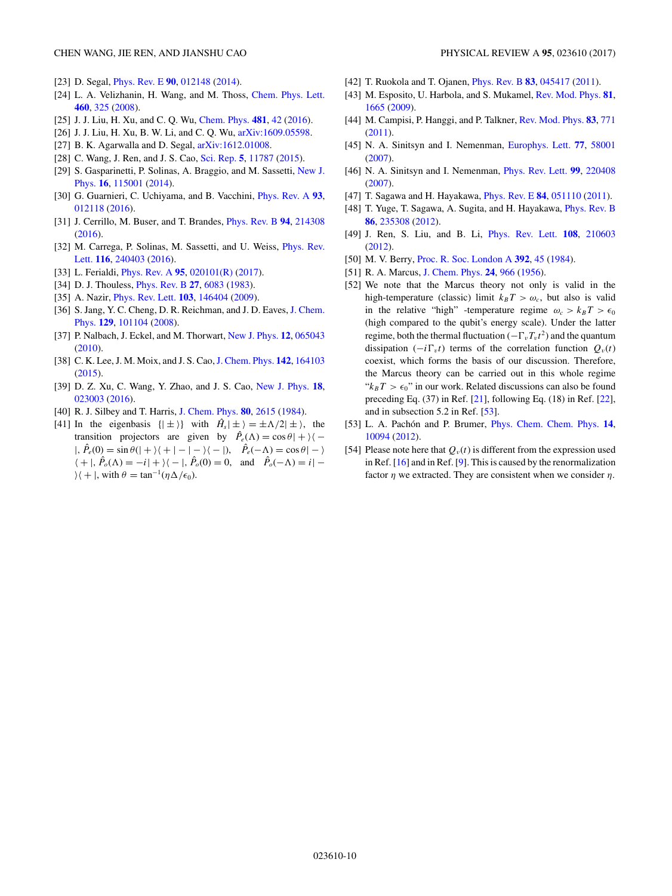[23] D. Segal, Phys. Rev. E **90**, 012148 (2014).

[24] L. A. Velizhanin, H. Wang, and M. Thoss, Chem. Phys. Lett. **460**, 325 (2008).

[25] J. J. Liu, H. Xu, and C. Q. Wu, Chem. Phys. **481**, 42 (2016).

[26] J. J. Liu, H. Xu, B. W. Li, and C. Q. Wu, arXiv:1609.05598.

[27] B. K. Agarwalla and D. Segal, arXiv:1612.01008.

[28] C. Wang, J. Ren, and J. S. Cao, Sci. Rep. **5**, 11787 (2015).

[29] S. Gasparinetti, P. Solinas, A. Braggio, and M. Sassetti, New J. Phys. **16**, 115001 (2014).

[30] G. Guarnieri, C. Uchiyama, and B. Vacchini, Phys. Rev. A **93**, 012118 (2016).

[31] J. Cerrillo, M. Buser, and T. Brandes, Phys. Rev. B **94**, 214308 (2016).

[32] M. Carrega, P. Solinas, M. Sassetti, and U. Weiss, Phys. Rev. Lett. **116**, 240403 (2016).

[33] L. Ferialdi, Phys. Rev. A **95**, 020101(R) (2017).

[34] D. J. Thouless, Phys. Rev. B **27**, 6083 (1983).

[35] A. Nazir, Phys. Rev. Lett. **103**, 146404 (2009).

[36] S. Jang, Y. C. Cheng, D. R. Reichman, and J. D. Eaves, J. Chem. Phys. **129**, 101104 (2008).

[37] P. Nalbach, J. Eckel, and M. Thorwart, New J. Phys. **12**, 065043 (2010).

[38] C. K. Lee, J. M. Moix, and J. S. Cao, J. Chem. Phys. **142**, 164103 (2015).

[39] D. Z. Xu, C. Wang, Y. Zhao, and J. S. Cao, New J. Phys. **18**, 023003 (2016).

[40] R. J. Silbey and T. Harris, J. Chem. Phys. **80**, 2615 (1984).

[41] In the eigenbasis $\{|\pm\rangle\}$ with $\hat{H}_s|\pm\rangle = \pm\Lambda/2|\pm\rangle$, the transition projectors are given by $\hat{P}_e(\Lambda) = \cos\theta|+\rangle\langle-|$, $\hat{P}_e(0) = \sin\theta(|+\rangle\langle+|-|-\rangle\langle-|)$, $\hat{P}_e(-\Lambda) = \cos\theta|-\rangle\langle+|$, $\hat{P}_o(\Lambda) = -i|+\rangle\langle-|$, $\hat{P}_o(0) = 0$, and $\hat{P}_o(-\Lambda) = i|-\rangle\langle+|$, with $\theta = \tan^{-1}(\eta\Delta/\epsilon_0)$.

[42] T. Ruokola and T. Ojanen, Phys. Rev. B **83**, 045417 (2011).

[43] M. Esposito, U. Harbola, and S. Mukamel, Rev. Mod. Phys. **81**, 1665 (2009).

[44] M. Campisi, P. Hanggi, and P. Talkner, Rev. Mod. Phys. **83**, 771 (2011).

[45] N. A. Sinitsyn and I. Nemenman, Europhys. Lett. **77**, 58001 (2007).

[46] N. A. Sinitsyn and I. Nemenman, Phys. Rev. Lett. **99**, 220408 (2007).

[47] T. Sagawa and H. Hayakawa, Phys. Rev. E **84**, 051110 (2011).

[48] T. Yuge, T. Sagawa, A. Sugita, and H. Hayakawa, Phys. Rev. B **86**, 235308 (2012).

[49] J. Ren, S. Liu, and B. Li, Phys. Rev. Lett. **108**, 210603 (2012).

[50] M. V. Berry, Proc. R. Soc. London A **392**, 45 (1984).

[51] R. A. Marcus, J. Chem. Phys. **24**, 966 (1956).

[52] We note that the Marcus theory not only is valid in the high-temperature (classic) limit $k_BT > \omega_c$, but also is valid in the relative "high" -temperature regime $\omega_c > k_BT > \epsilon_0$ (high compared to the qubit's energy scale). Under the latter regime, both the thermal fluctuation $(-\Gamma_v T_v t^2)$ and the quantum dissipation $(-i\Gamma_v t)$ terms of the correlation function $Q_v(t)$ coexist, which forms the basis of our discussion. Therefore, the Marcus theory can be carried out in this whole regime "$k_BT > \epsilon_0$" in our work. Related discussions can also be found preceding Eq. (37) in Ref. [21], following Eq. (18) in Ref. [22], and in subsection 5.2 in Ref. [53].

[53] L. A. Pachón and P. Brumer, Phys. Chem. Chem. Phys. **14**, 10094 (2012).

[54] Please note here that $Q_v(t)$ is different from the expression used in Ref. [16] and in Ref. [9]. This is caused by the renormalization factor $\eta$ we extracted. They are consistent when we consider $\eta$.